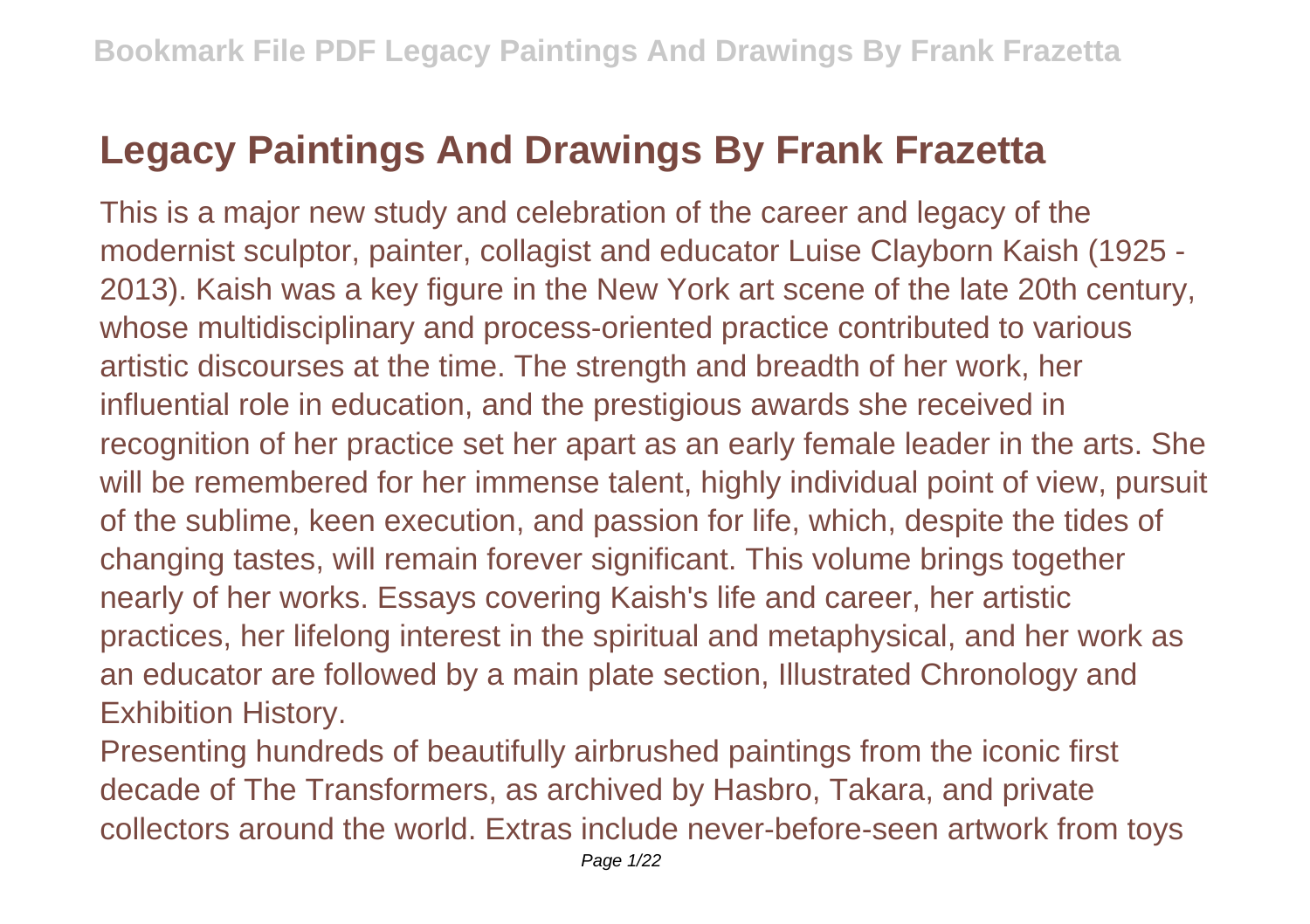# Legacy Paintings And Drawings By Frank Frazetta

This is a major new study and celebration of the career and legacy of the modernist sculptor, painter, collagist and educator Luise Clayborn Kaish (1925 - 2013). Kaish was a key figure in the New York art scene of the late 20th century, whose multidisciplinary and process-oriented practice contributed to various artistic discourses at the time. The strength and breadth of her work, her influential role in education, and the prestigious awards she received in recognition of her practice set her apart as an early female leader in the arts. She will be remembered for her immense talent, highly individual point of view, pursuit of the sublime, keen execution, and passion for life, which, despite the tides of changing tastes, will remain forever significant. This volume brings together nearly of her works. Essays covering Kaish's life and career, her artistic practices, her lifelong interest in the spiritual and metaphysical, and her work as an educator are followed by a main plate section, Illustrated Chronology and Exhibition History.

Presenting hundreds of beautifully airbrushed paintings from the iconic first decade of The Transformers, as archived by Hasbro, Takara, and private collectors around the world. Extras include never-before-seen artwork from toys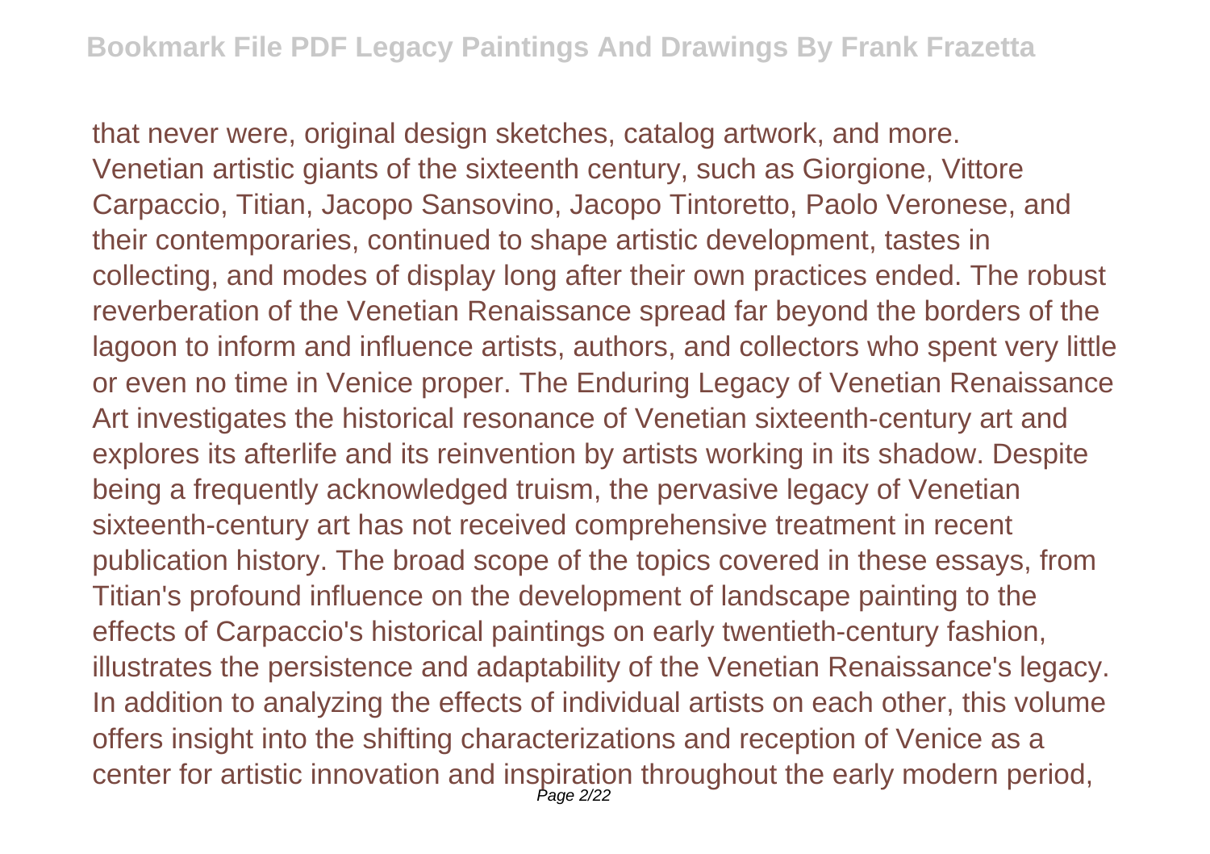that never were, original design sketches, catalog artwork, and more.
Venetian artistic giants of the sixteenth century, such as Giorgione, Vittore Carpaccio, Titian, Jacopo Sansovino, Jacopo Tintoretto, Paolo Veronese, and their contemporaries, continued to shape artistic development, tastes in collecting, and modes of display long after their own practices ended. The robust reverberation of the Venetian Renaissance spread far beyond the borders of the lagoon to inform and influence artists, authors, and collectors who spent very little or even no time in Venice proper. The Enduring Legacy of Venetian Renaissance Art investigates the historical resonance of Venetian sixteenth-century art and explores its afterlife and its reinvention by artists working in its shadow. Despite being a frequently acknowledged truism, the pervasive legacy of Venetian sixteenth-century art has not received comprehensive treatment in recent publication history. The broad scope of the topics covered in these essays, from Titian's profound influence on the development of landscape painting to the effects of Carpaccio's historical paintings on early twentieth-century fashion, illustrates the persistence and adaptability of the Venetian Renaissance's legacy. In addition to analyzing the effects of individual artists on each other, this volume offers insight into the shifting characterizations and reception of Venice as a center for artistic innovation and inspiration throughout the early modern period,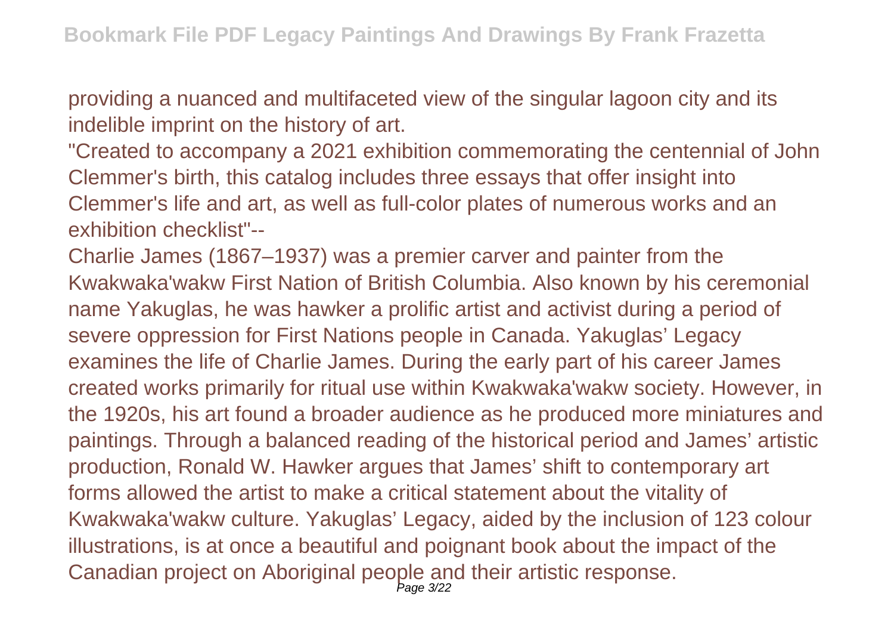providing a nuanced and multifaceted view of the singular lagoon city and its indelible imprint on the history of art.

"Created to accompany a 2021 exhibition commemorating the centennial of John Clemmer's birth, this catalog includes three essays that offer insight into Clemmer's life and art, as well as full-color plates of numerous works and an exhibition checklist"--

Charlie James (1867–1937) was a premier carver and painter from the Kwakwaka'wakw First Nation of British Columbia. Also known by his ceremonial name Yakuglas, he was hawker a prolific artist and activist during a period of severe oppression for First Nations people in Canada. Yakuglas' Legacy examines the life of Charlie James. During the early part of his career James created works primarily for ritual use within Kwakwaka'wakw society. However, in the 1920s, his art found a broader audience as he produced more miniatures and paintings. Through a balanced reading of the historical period and James' artistic production, Ronald W. Hawker argues that James' shift to contemporary art forms allowed the artist to make a critical statement about the vitality of Kwakwaka'wakw culture. Yakuglas' Legacy, aided by the inclusion of 123 colour illustrations, is at once a beautiful and poignant book about the impact of the Canadian project on Aboriginal people and their artistic response.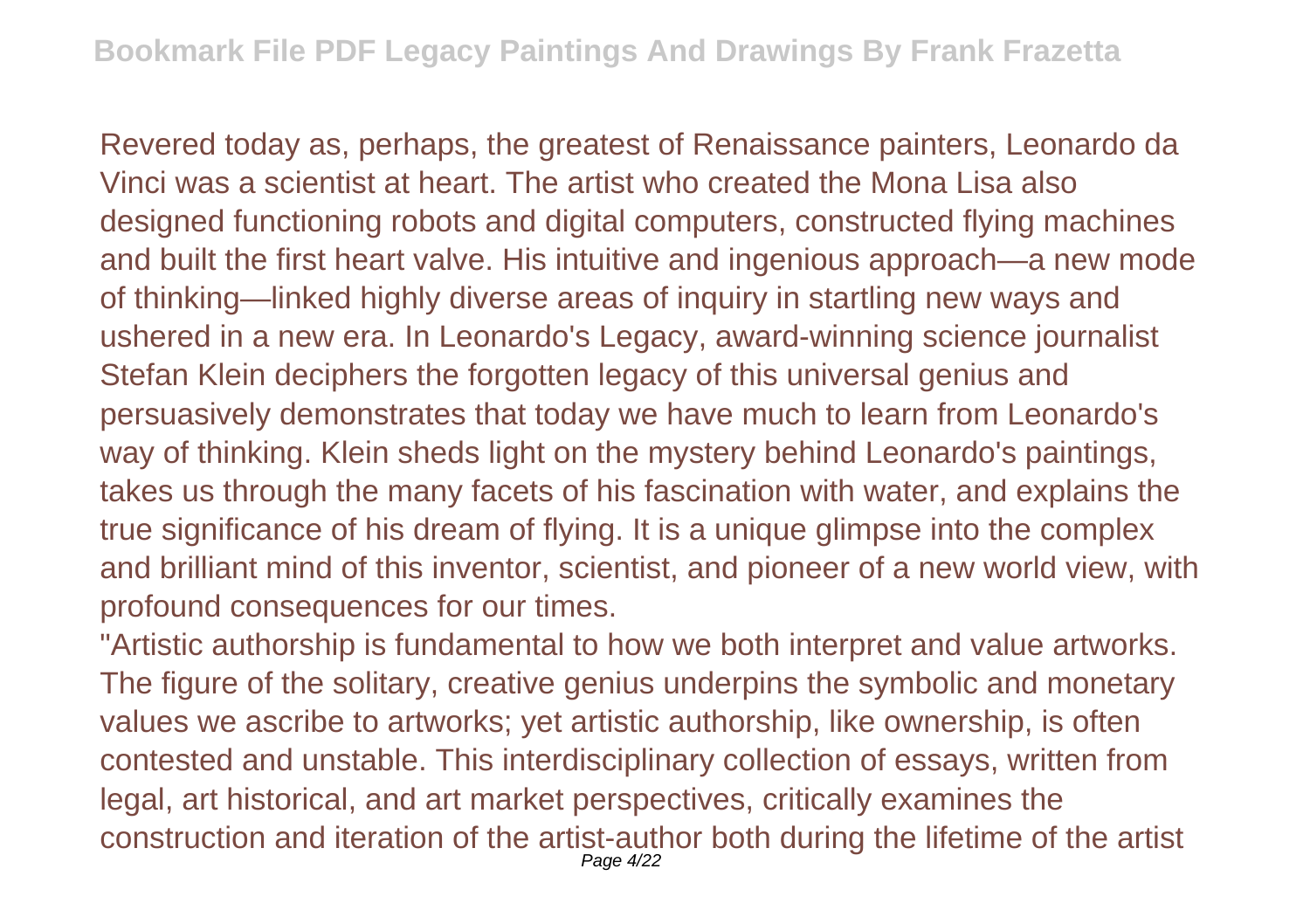Revered today as, perhaps, the greatest of Renaissance painters, Leonardo da Vinci was a scientist at heart. The artist who created the Mona Lisa also designed functioning robots and digital computers, constructed flying machines and built the first heart valve. His intuitive and ingenious approach—a new mode of thinking—linked highly diverse areas of inquiry in startling new ways and ushered in a new era. In Leonardo's Legacy, award-winning science journalist Stefan Klein deciphers the forgotten legacy of this universal genius and persuasively demonstrates that today we have much to learn from Leonardo's way of thinking. Klein sheds light on the mystery behind Leonardo's paintings, takes us through the many facets of his fascination with water, and explains the true significance of his dream of flying. It is a unique glimpse into the complex and brilliant mind of this inventor, scientist, and pioneer of a new world view, with profound consequences for our times.

"Artistic authorship is fundamental to how we both interpret and value artworks. The figure of the solitary, creative genius underpins the symbolic and monetary values we ascribe to artworks; yet artistic authorship, like ownership, is often contested and unstable. This interdisciplinary collection of essays, written from legal, art historical, and art market perspectives, critically examines the construction and iteration of the artist-author both during the lifetime of the artist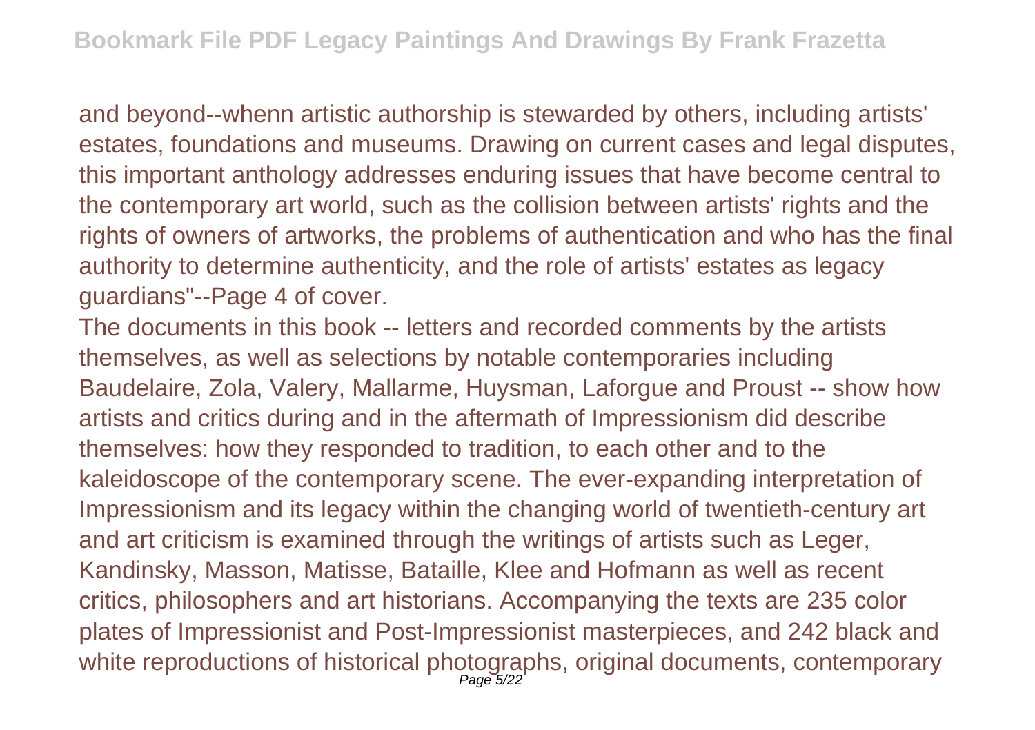and beyond--whenn artistic authorship is stewarded by others, including artists' estates, foundations and museums. Drawing on current cases and legal disputes, this important anthology addresses enduring issues that have become central to the contemporary art world, such as the collision between artists' rights and the rights of owners of artworks, the problems of authentication and who has the final authority to determine authenticity, and the role of artists' estates as legacy guardians"--Page 4 of cover.

The documents in this book -- letters and recorded comments by the artists themselves, as well as selections by notable contemporaries including Baudelaire, Zola, Valery, Mallarme, Huysman, Laforgue and Proust -- show how artists and critics during and in the aftermath of Impressionism did describe themselves: how they responded to tradition, to each other and to the kaleidoscope of the contemporary scene. The ever-expanding interpretation of Impressionism and its legacy within the changing world of twentieth-century art and art criticism is examined through the writings of artists such as Leger, Kandinsky, Masson, Matisse, Bataille, Klee and Hofmann as well as recent critics, philosophers and art historians. Accompanying the texts are 235 color plates of Impressionist and Post-Impressionist masterpieces, and 242 black and white reproductions of historical photographs, original documents, contemporary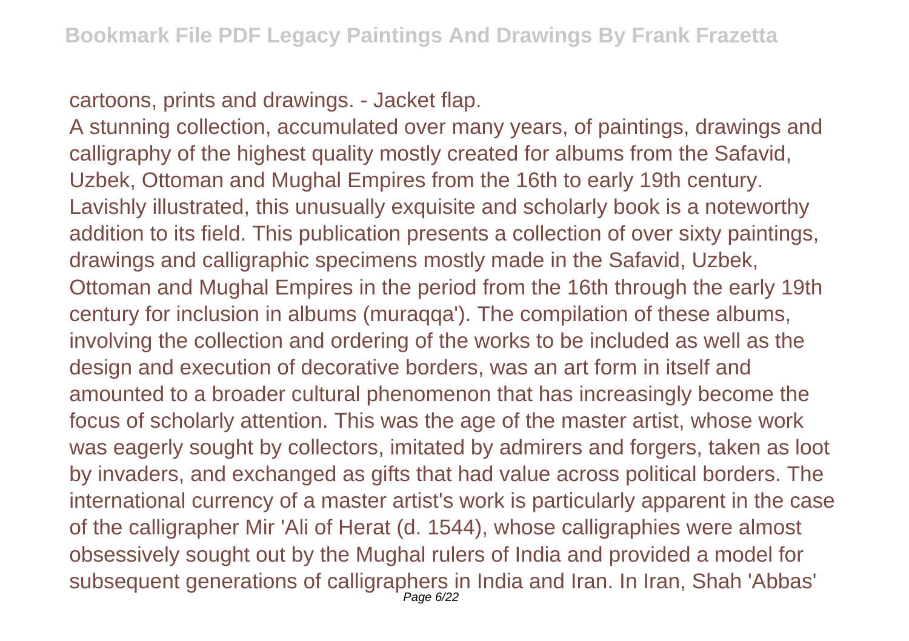cartoons, prints and drawings. - Jacket flap.

A stunning collection, accumulated over many years, of paintings, drawings and calligraphy of the highest quality mostly created for albums from the Safavid, Uzbek, Ottoman and Mughal Empires from the 16th to early 19th century. Lavishly illustrated, this unusually exquisite and scholarly book is a noteworthy addition to its field. This publication presents a collection of over sixty paintings, drawings and calligraphic specimens mostly made in the Safavid, Uzbek, Ottoman and Mughal Empires in the period from the 16th through the early 19th century for inclusion in albums (muraqqa'). The compilation of these albums, involving the collection and ordering of the works to be included as well as the design and execution of decorative borders, was an art form in itself and amounted to a broader cultural phenomenon that has increasingly become the focus of scholarly attention. This was the age of the master artist, whose work was eagerly sought by collectors, imitated by admirers and forgers, taken as loot by invaders, and exchanged as gifts that had value across political borders. The international currency of a master artist's work is particularly apparent in the case of the calligrapher Mir 'Ali of Herat (d. 1544), whose calligraphies were almost obsessively sought out by the Mughal rulers of India and provided a model for subsequent generations of calligraphers in India and Iran. In Iran, Shah 'Abbas'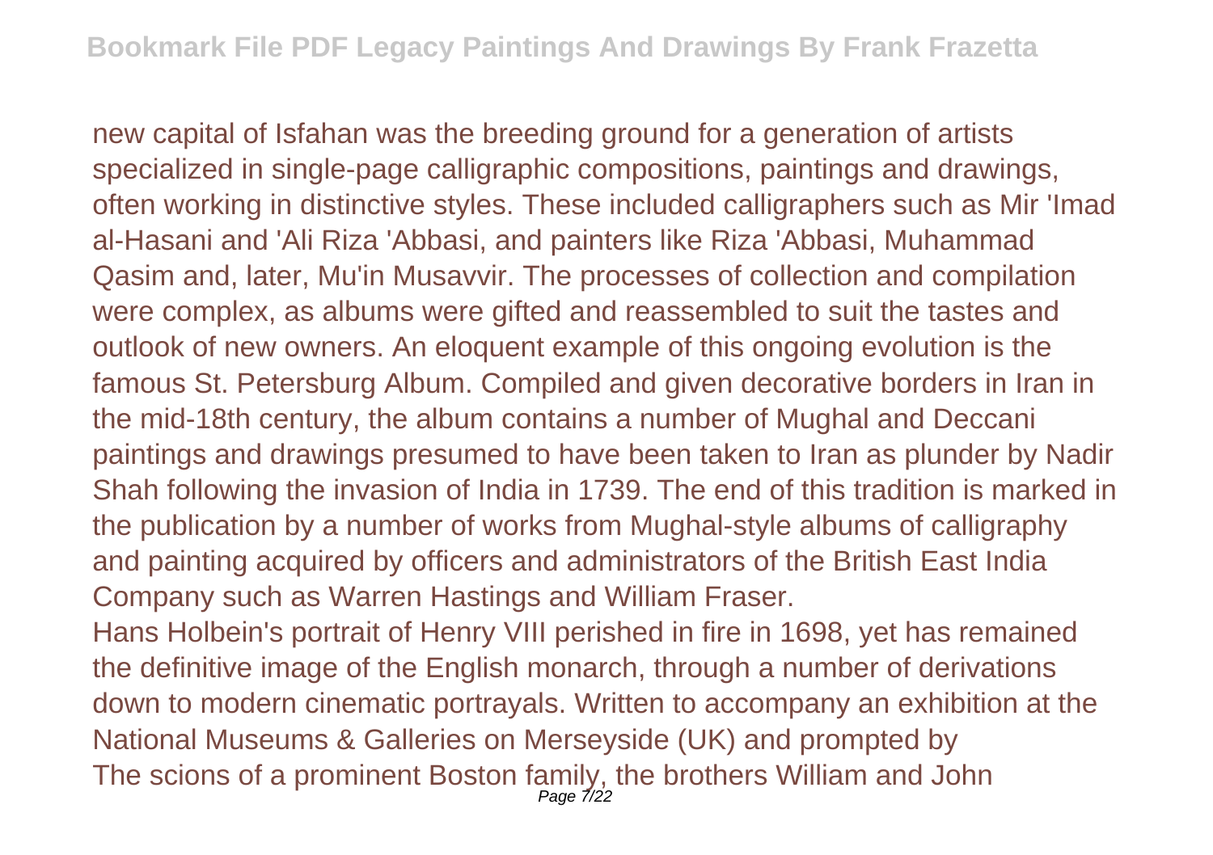new capital of Isfahan was the breeding ground for a generation of artists specialized in single-page calligraphic compositions, paintings and drawings, often working in distinctive styles. These included calligraphers such as Mir 'Imad al-Hasani and 'Ali Riza 'Abbasi, and painters like Riza 'Abbasi, Muhammad Qasim and, later, Mu'in Musavvir. The processes of collection and compilation were complex, as albums were gifted and reassembled to suit the tastes and outlook of new owners. An eloquent example of this ongoing evolution is the famous St. Petersburg Album. Compiled and given decorative borders in Iran in the mid-18th century, the album contains a number of Mughal and Deccani paintings and drawings presumed to have been taken to Iran as plunder by Nadir Shah following the invasion of India in 1739. The end of this tradition is marked in the publication by a number of works from Mughal-style albums of calligraphy and painting acquired by officers and administrators of the British East India Company such as Warren Hastings and William Fraser.

Hans Holbein's portrait of Henry VIII perished in fire in 1698, yet has remained the definitive image of the English monarch, through a number of derivations down to modern cinematic portrayals. Written to accompany an exhibition at the National Museums & Galleries on Merseyside (UK) and prompted by

The scions of a prominent Boston family, the brothers William and John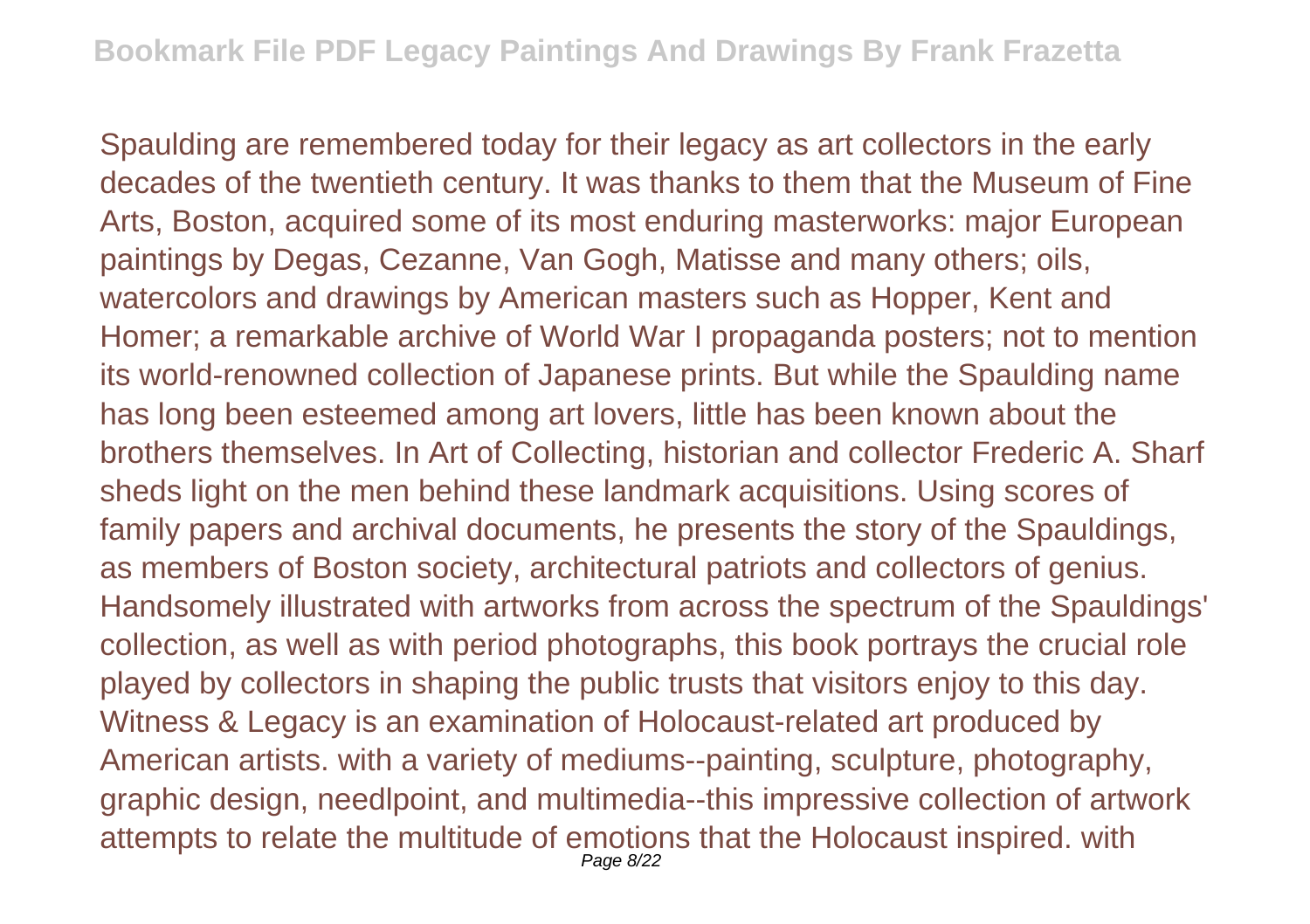Spaulding are remembered today for their legacy as art collectors in the early decades of the twentieth century. It was thanks to them that the Museum of Fine Arts, Boston, acquired some of its most enduring masterworks: major European paintings by Degas, Cezanne, Van Gogh, Matisse and many others; oils, watercolors and drawings by American masters such as Hopper, Kent and Homer; a remarkable archive of World War I propaganda posters; not to mention its world-renowned collection of Japanese prints. But while the Spaulding name has long been esteemed among art lovers, little has been known about the brothers themselves. In Art of Collecting, historian and collector Frederic A. Sharf sheds light on the men behind these landmark acquisitions. Using scores of family papers and archival documents, he presents the story of the Spauldings, as members of Boston society, architectural patriots and collectors of genius. Handsomely illustrated with artworks from across the spectrum of the Spauldings' collection, as well as with period photographs, this book portrays the crucial role played by collectors in shaping the public trusts that visitors enjoy to this day. Witness & Legacy is an examination of Holocaust-related art produced by American artists. with a variety of mediums--painting, sculpture, photography, graphic design, needlpoint, and multimedia--this impressive collection of artwork attempts to relate the multitude of emotions that the Holocaust inspired. with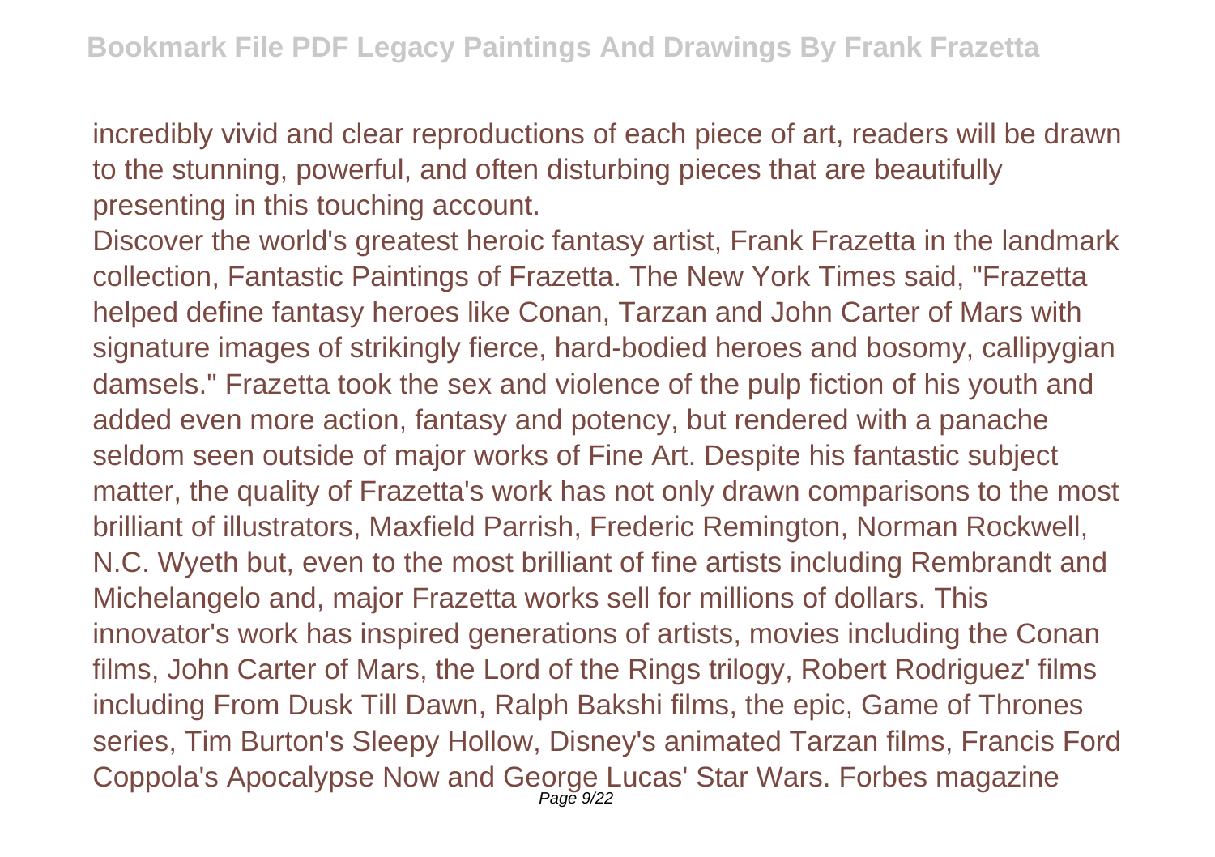incredibly vivid and clear reproductions of each piece of art, readers will be drawn to the stunning, powerful, and often disturbing pieces that are beautifully presenting in this touching account.

Discover the world's greatest heroic fantasy artist, Frank Frazetta in the landmark collection, Fantastic Paintings of Frazetta. The New York Times said, "Frazetta helped define fantasy heroes like Conan, Tarzan and John Carter of Mars with signature images of strikingly fierce, hard-bodied heroes and bosomy, callipygian damsels." Frazetta took the sex and violence of the pulp fiction of his youth and added even more action, fantasy and potency, but rendered with a panache seldom seen outside of major works of Fine Art. Despite his fantastic subject matter, the quality of Frazetta's work has not only drawn comparisons to the most brilliant of illustrators, Maxfield Parrish, Frederic Remington, Norman Rockwell, N.C. Wyeth but, even to the most brilliant of fine artists including Rembrandt and Michelangelo and, major Frazetta works sell for millions of dollars. This innovator's work has inspired generations of artists, movies including the Conan films, John Carter of Mars, the Lord of the Rings trilogy, Robert Rodriguez' films including From Dusk Till Dawn, Ralph Bakshi films, the epic, Game of Thrones series, Tim Burton's Sleepy Hollow, Disney's animated Tarzan films, Francis Ford Coppola's Apocalypse Now and George Lucas' Star Wars. Forbes magazine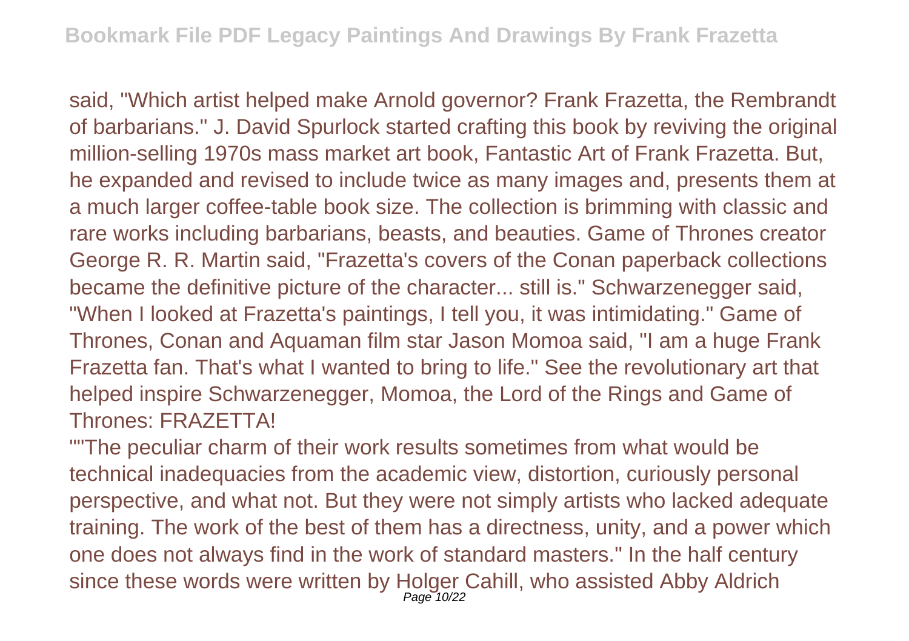said, "Which artist helped make Arnold governor? Frank Frazetta, the Rembrandt of barbarians." J. David Spurlock started crafting this book by reviving the original million-selling 1970s mass market art book, Fantastic Art of Frank Frazetta. But, he expanded and revised to include twice as many images and, presents them at a much larger coffee-table book size. The collection is brimming with classic and rare works including barbarians, beasts, and beauties. Game of Thrones creator George R. R. Martin said, "Frazetta's covers of the Conan paperback collections became the definitive picture of the character... still is." Schwarzenegger said, "When I looked at Frazetta's paintings, I tell you, it was intimidating." Game of Thrones, Conan and Aquaman film star Jason Momoa said, "I am a huge Frank Frazetta fan. That's what I wanted to bring to life." See the revolutionary art that helped inspire Schwarzenegger, Momoa, the Lord of the Rings and Game of Thrones: FRAZETTA!

""The peculiar charm of their work results sometimes from what would be technical inadequacies from the academic view, distortion, curiously personal perspective, and what not. But they were not simply artists who lacked adequate training. The work of the best of them has a directness, unity, and a power which one does not always find in the work of standard masters." In the half century since these words were written by Holger Cahill, who assisted Abby Aldrich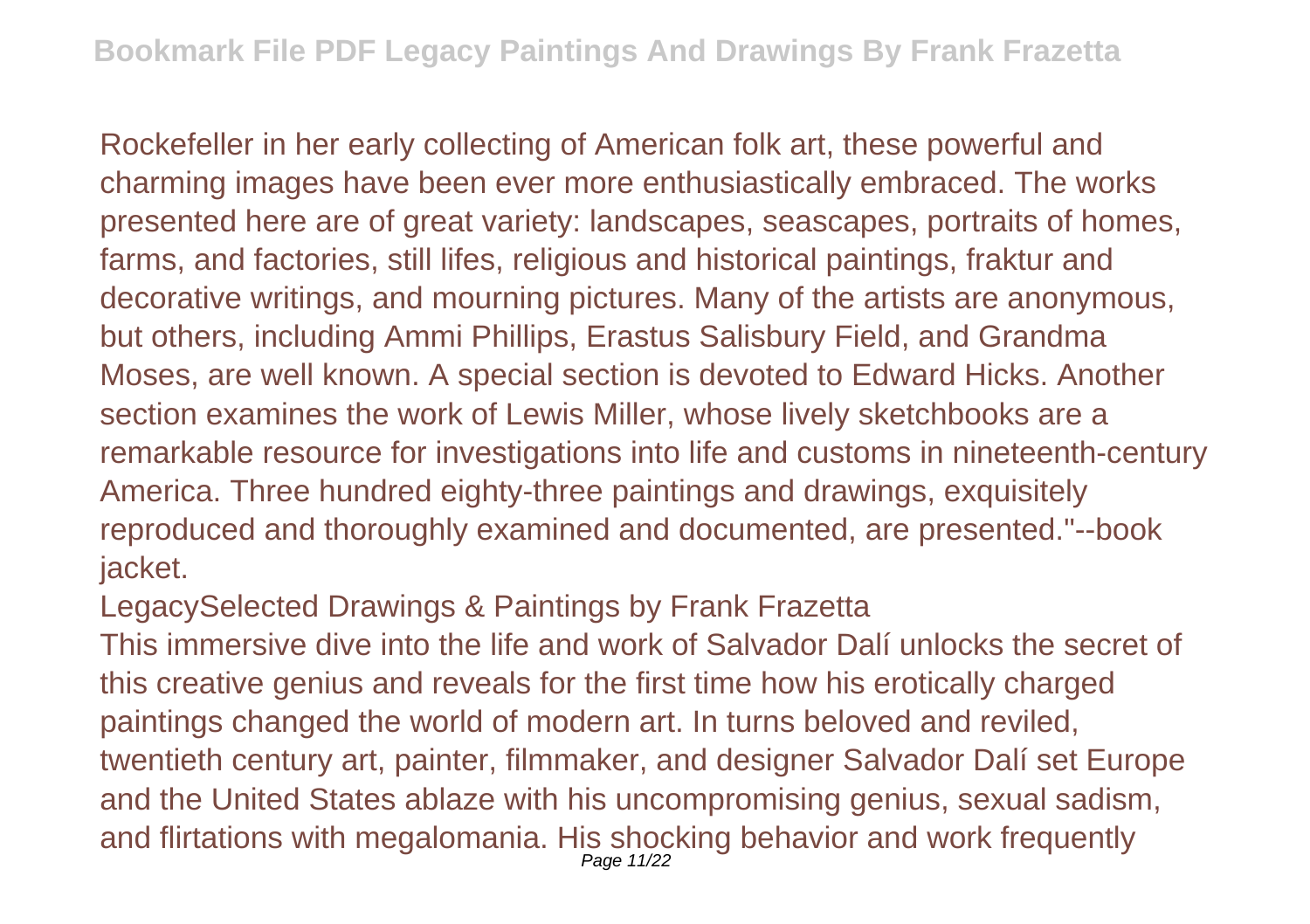Rockefeller in her early collecting of American folk art, these powerful and charming images have been ever more enthusiastically embraced. The works presented here are of great variety: landscapes, seascapes, portraits of homes, farms, and factories, still lifes, religious and historical paintings, fraktur and decorative writings, and mourning pictures. Many of the artists are anonymous, but others, including Ammi Phillips, Erastus Salisbury Field, and Grandma Moses, are well known. A special section is devoted to Edward Hicks. Another section examines the work of Lewis Miller, whose lively sketchbooks are a remarkable resource for investigations into life and customs in nineteenth-century America. Three hundred eighty-three paintings and drawings, exquisitely reproduced and thoroughly examined and documented, are presented."--book jacket.

LegacySelected Drawings & Paintings by Frank Frazetta

This immersive dive into the life and work of Salvador Dalí unlocks the secret of this creative genius and reveals for the first time how his erotically charged paintings changed the world of modern art. In turns beloved and reviled, twentieth century art, painter, filmmaker, and designer Salvador Dalí set Europe and the United States ablaze with his uncompromising genius, sexual sadism, and flirtations with megalomania. His shocking behavior and work frequently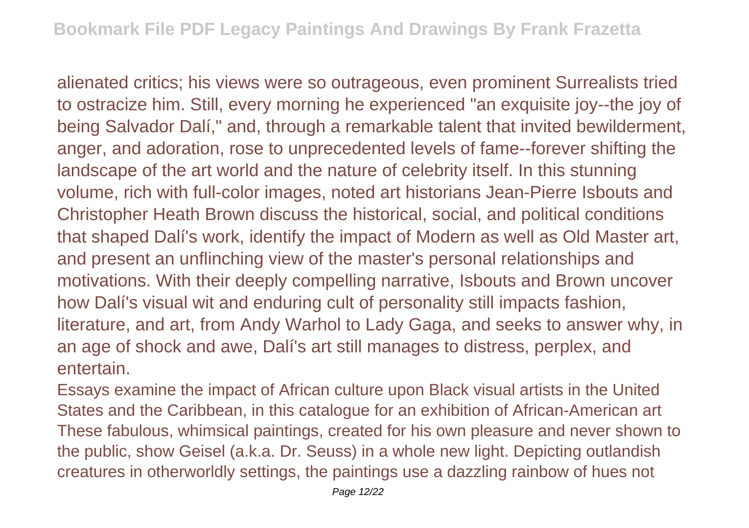alienated critics; his views were so outrageous, even prominent Surrealists tried to ostracize him. Still, every morning he experienced "an exquisite joy--the joy of being Salvador Dalí," and, through a remarkable talent that invited bewilderment, anger, and adoration, rose to unprecedented levels of fame--forever shifting the landscape of the art world and the nature of celebrity itself. In this stunning volume, rich with full-color images, noted art historians Jean-Pierre Isbouts and Christopher Heath Brown discuss the historical, social, and political conditions that shaped Dalí's work, identify the impact of Modern as well as Old Master art, and present an unflinching view of the master's personal relationships and motivations. With their deeply compelling narrative, Isbouts and Brown uncover how Dalí's visual wit and enduring cult of personality still impacts fashion, literature, and art, from Andy Warhol to Lady Gaga, and seeks to answer why, in an age of shock and awe, Dalí's art still manages to distress, perplex, and entertain.

Essays examine the impact of African culture upon Black visual artists in the United States and the Caribbean, in this catalogue for an exhibition of African-American art These fabulous, whimsical paintings, created for his own pleasure and never shown to the public, show Geisel (a.k.a. Dr. Seuss) in a whole new light. Depicting outlandish creatures in otherworldly settings, the paintings use a dazzling rainbow of hues not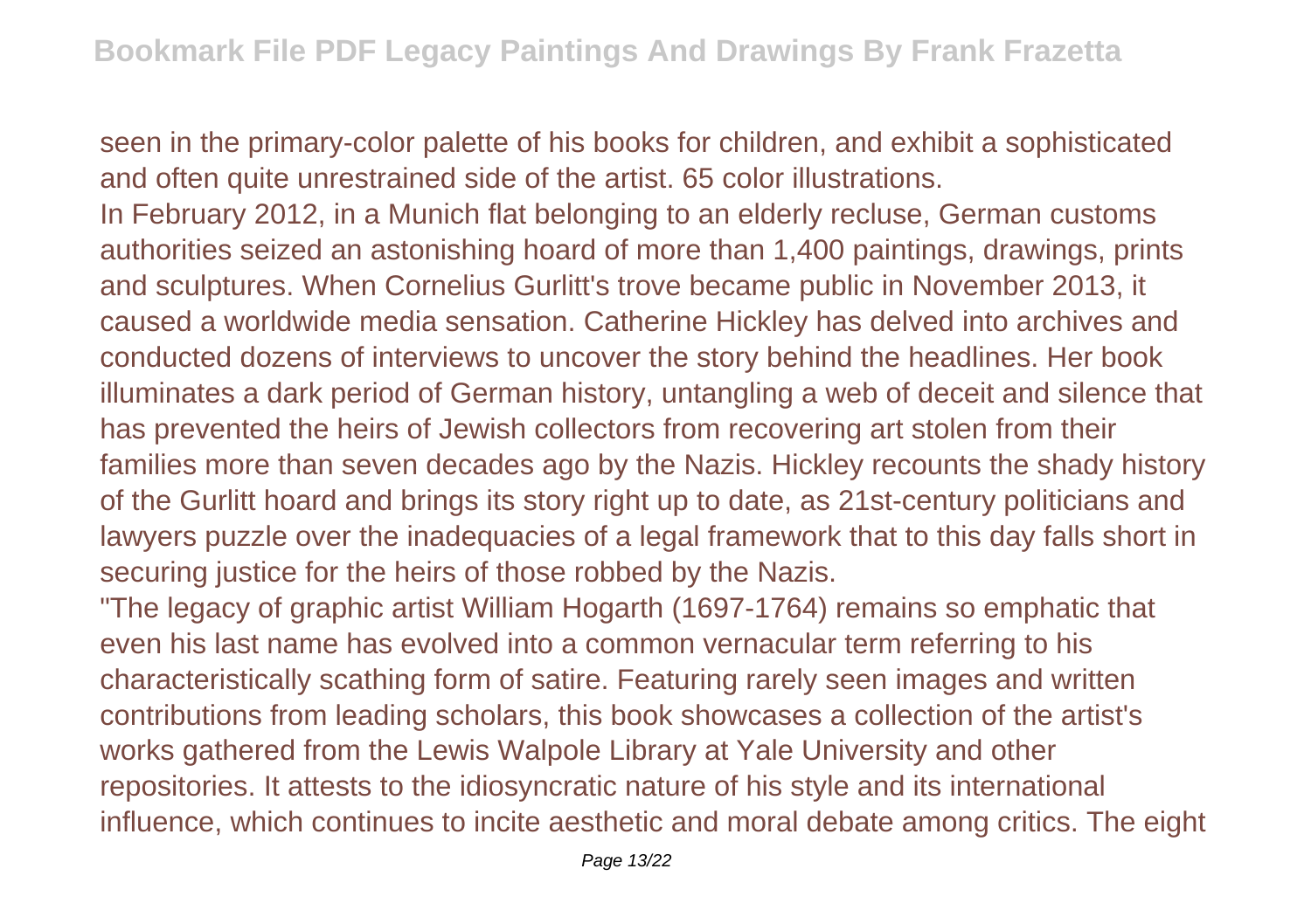seen in the primary-color palette of his books for children, and exhibit a sophisticated and often quite unrestrained side of the artist. 65 color illustrations.

In February 2012, in a Munich flat belonging to an elderly recluse, German customs authorities seized an astonishing hoard of more than 1,400 paintings, drawings, prints and sculptures. When Cornelius Gurlitt's trove became public in November 2013, it caused a worldwide media sensation. Catherine Hickley has delved into archives and conducted dozens of interviews to uncover the story behind the headlines. Her book illuminates a dark period of German history, untangling a web of deceit and silence that has prevented the heirs of Jewish collectors from recovering art stolen from their families more than seven decades ago by the Nazis. Hickley recounts the shady history of the Gurlitt hoard and brings its story right up to date, as 21st-century politicians and lawyers puzzle over the inadequacies of a legal framework that to this day falls short in securing justice for the heirs of those robbed by the Nazis.

"The legacy of graphic artist William Hogarth (1697-1764) remains so emphatic that even his last name has evolved into a common vernacular term referring to his characteristically scathing form of satire. Featuring rarely seen images and written contributions from leading scholars, this book showcases a collection of the artist's works gathered from the Lewis Walpole Library at Yale University and other repositories. It attests to the idiosyncratic nature of his style and its international influence, which continues to incite aesthetic and moral debate among critics. The eight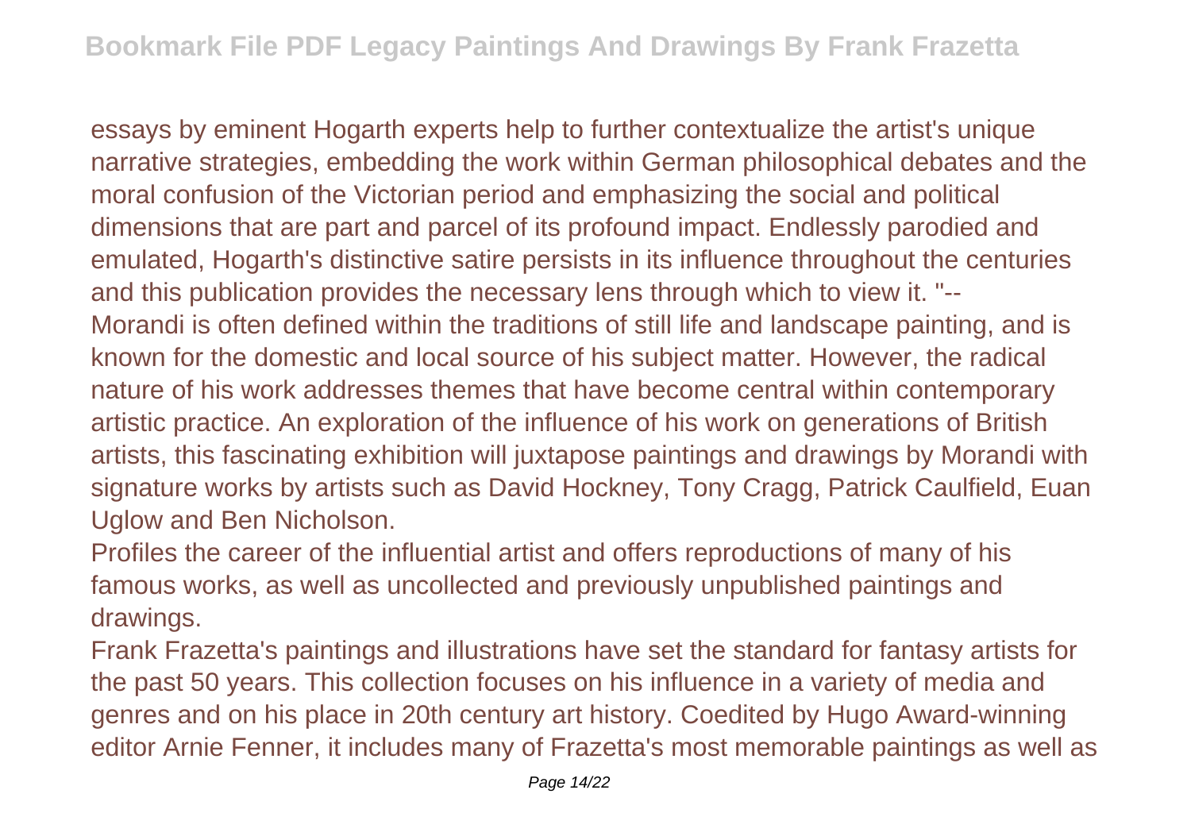essays by eminent Hogarth experts help to further contextualize the artist's unique narrative strategies, embedding the work within German philosophical debates and the moral confusion of the Victorian period and emphasizing the social and political dimensions that are part and parcel of its profound impact. Endlessly parodied and emulated, Hogarth's distinctive satire persists in its influence throughout the centuries and this publication provides the necessary lens through which to view it. "--

Morandi is often defined within the traditions of still life and landscape painting, and is known for the domestic and local source of his subject matter. However, the radical nature of his work addresses themes that have become central within contemporary artistic practice. An exploration of the influence of his work on generations of British artists, this fascinating exhibition will juxtapose paintings and drawings by Morandi with signature works by artists such as David Hockney, Tony Cragg, Patrick Caulfield, Euan Uglow and Ben Nicholson.

Profiles the career of the influential artist and offers reproductions of many of his famous works, as well as uncollected and previously unpublished paintings and drawings.

Frank Frazetta's paintings and illustrations have set the standard for fantasy artists for the past 50 years. This collection focuses on his influence in a variety of media and genres and on his place in 20th century art history. Coedited by Hugo Award-winning editor Arnie Fenner, it includes many of Frazetta's most memorable paintings as well as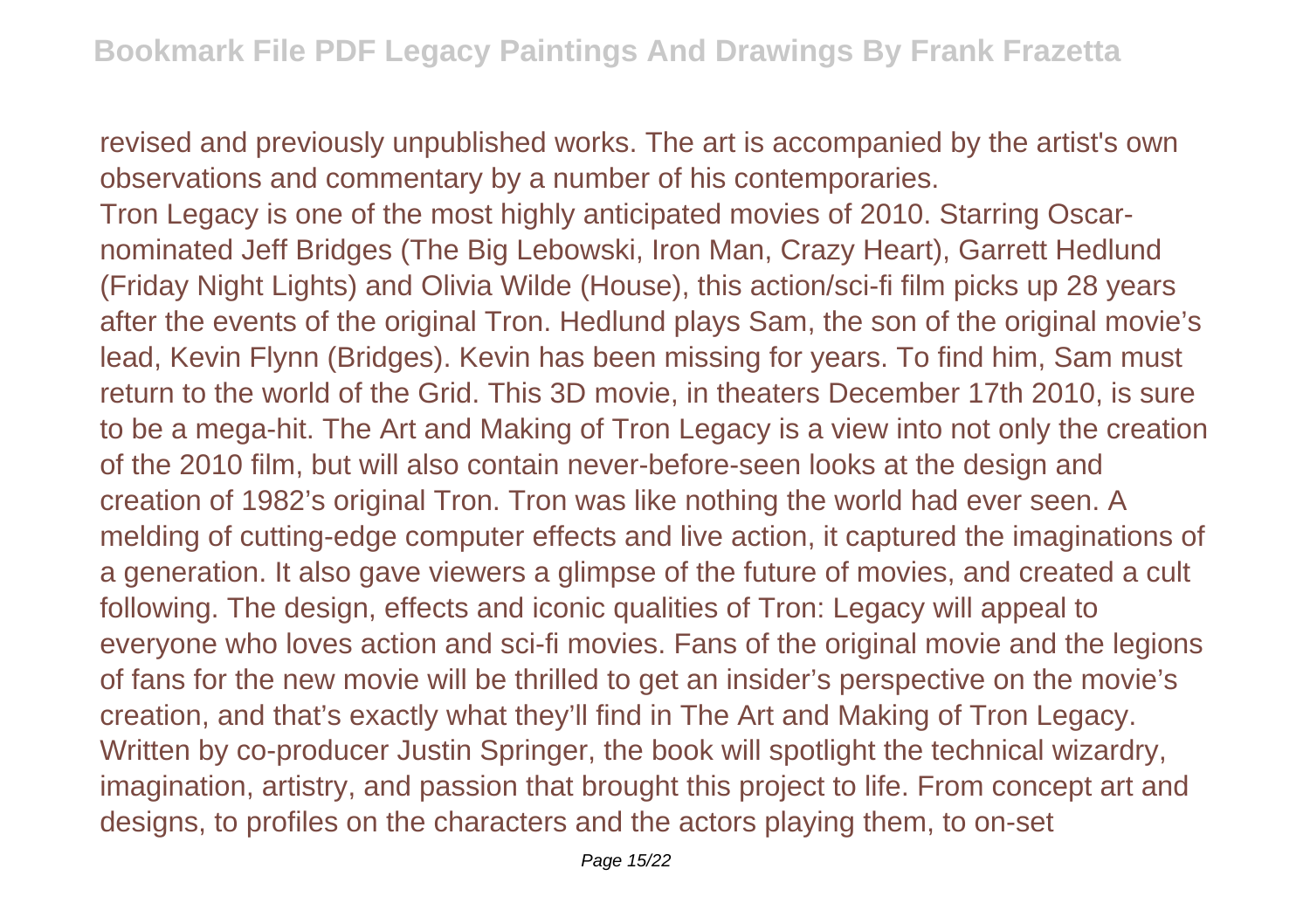revised and previously unpublished works. The art is accompanied by the artist's own observations and commentary by a number of his contemporaries.

Tron Legacy is one of the most highly anticipated movies of 2010. Starring Oscar-nominated Jeff Bridges (The Big Lebowski, Iron Man, Crazy Heart), Garrett Hedlund (Friday Night Lights) and Olivia Wilde (House), this action/sci-fi film picks up 28 years after the events of the original Tron. Hedlund plays Sam, the son of the original movie's lead, Kevin Flynn (Bridges). Kevin has been missing for years. To find him, Sam must return to the world of the Grid. This 3D movie, in theaters December 17th 2010, is sure to be a mega-hit. The Art and Making of Tron Legacy is a view into not only the creation of the 2010 film, but will also contain never-before-seen looks at the design and creation of 1982's original Tron. Tron was like nothing the world had ever seen. A melding of cutting-edge computer effects and live action, it captured the imaginations of a generation. It also gave viewers a glimpse of the future of movies, and created a cult following. The design, effects and iconic qualities of Tron: Legacy will appeal to everyone who loves action and sci-fi movies. Fans of the original movie and the legions of fans for the new movie will be thrilled to get an insider's perspective on the movie's creation, and that's exactly what they'll find in The Art and Making of Tron Legacy. Written by co-producer Justin Springer, the book will spotlight the technical wizardry, imagination, artistry, and passion that brought this project to life. From concept art and designs, to profiles on the characters and the actors playing them, to on-set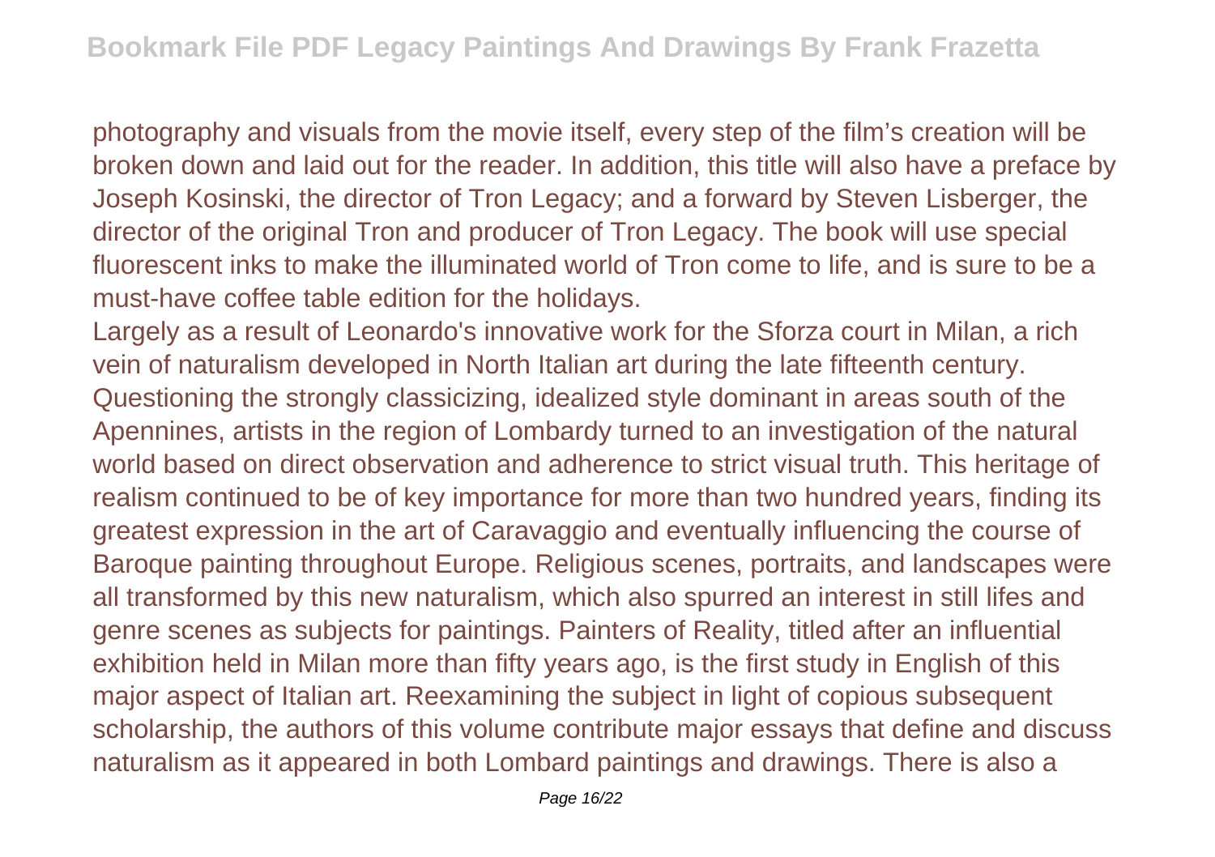photography and visuals from the movie itself, every step of the film's creation will be broken down and laid out for the reader. In addition, this title will also have a preface by Joseph Kosinski, the director of Tron Legacy; and a forward by Steven Lisberger, the director of the original Tron and producer of Tron Legacy. The book will use special fluorescent inks to make the illuminated world of Tron come to life, and is sure to be a must-have coffee table edition for the holidays.

Largely as a result of Leonardo's innovative work for the Sforza court in Milan, a rich vein of naturalism developed in North Italian art during the late fifteenth century. Questioning the strongly classicizing, idealized style dominant in areas south of the Apennines, artists in the region of Lombardy turned to an investigation of the natural world based on direct observation and adherence to strict visual truth. This heritage of realism continued to be of key importance for more than two hundred years, finding its greatest expression in the art of Caravaggio and eventually influencing the course of Baroque painting throughout Europe. Religious scenes, portraits, and landscapes were all transformed by this new naturalism, which also spurred an interest in still lifes and genre scenes as subjects for paintings. Painters of Reality, titled after an influential exhibition held in Milan more than fifty years ago, is the first study in English of this major aspect of Italian art. Reexamining the subject in light of copious subsequent scholarship, the authors of this volume contribute major essays that define and discuss naturalism as it appeared in both Lombard paintings and drawings. There is also a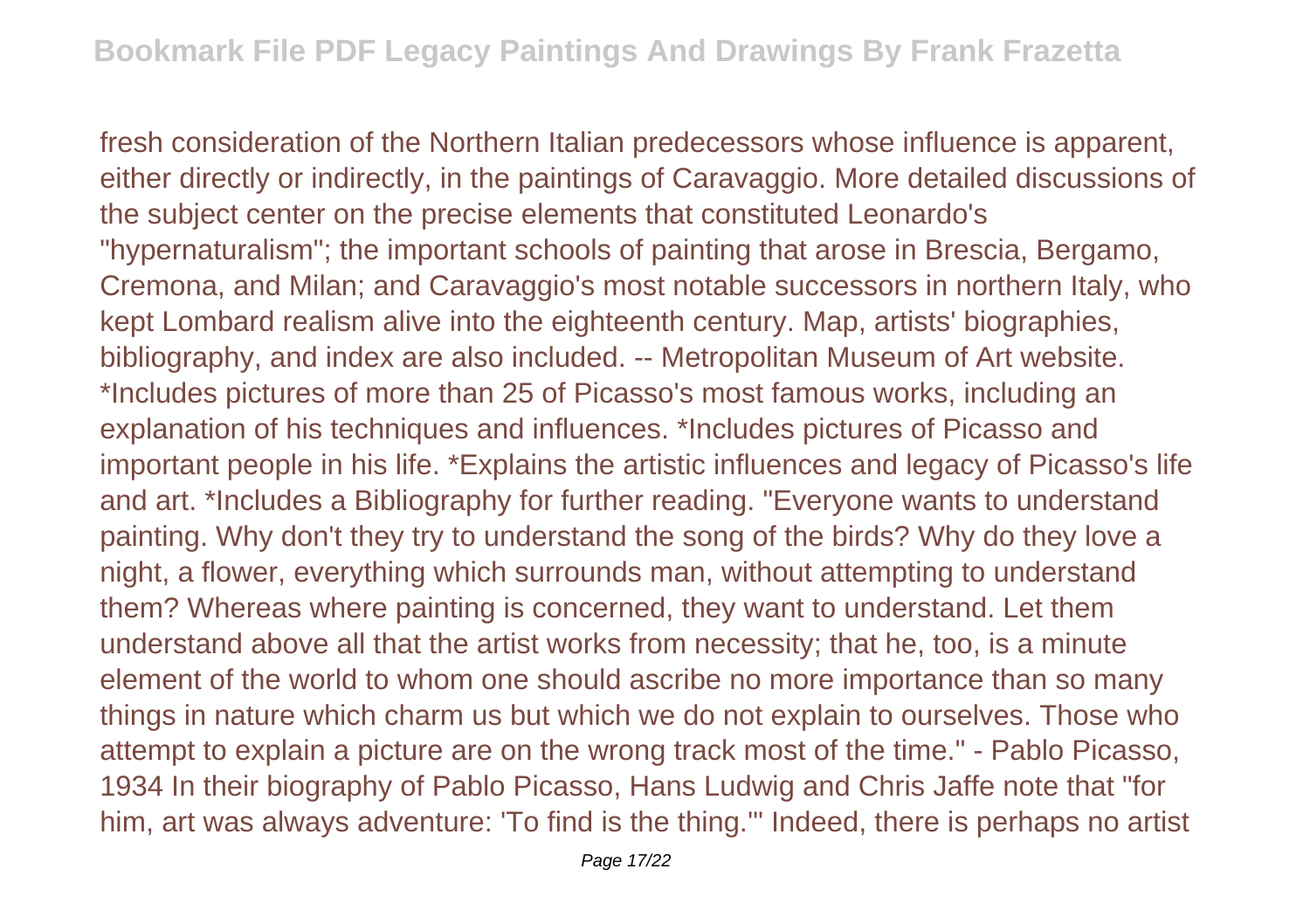fresh consideration of the Northern Italian predecessors whose influence is apparent, either directly or indirectly, in the paintings of Caravaggio. More detailed discussions of the subject center on the precise elements that constituted Leonardo's "hypernaturalism"; the important schools of painting that arose in Brescia, Bergamo, Cremona, and Milan; and Caravaggio's most notable successors in northern Italy, who kept Lombard realism alive into the eighteenth century. Map, artists' biographies, bibliography, and index are also included. -- Metropolitan Museum of Art website. *Includes pictures of more than 25 of Picasso's most famous works, including an explanation of his techniques and influences. *Includes pictures of Picasso and important people in his life. *Explains the artistic influences and legacy of Picasso's life and art. *Includes a Bibliography for further reading. "Everyone wants to understand painting. Why don't they try to understand the song of the birds? Why do they love a night, a flower, everything which surrounds man, without attempting to understand them? Whereas where painting is concerned, they want to understand. Let them understand above all that the artist works from necessity; that he, too, is a minute element of the world to whom one should ascribe no more importance than so many things in nature which charm us but which we do not explain to ourselves. Those who attempt to explain a picture are on the wrong track most of the time." - Pablo Picasso, 1934 In their biography of Pablo Picasso, Hans Ludwig and Chris Jaffe note that "for him, art was always adventure: 'To find is the thing.'" Indeed, there is perhaps no artist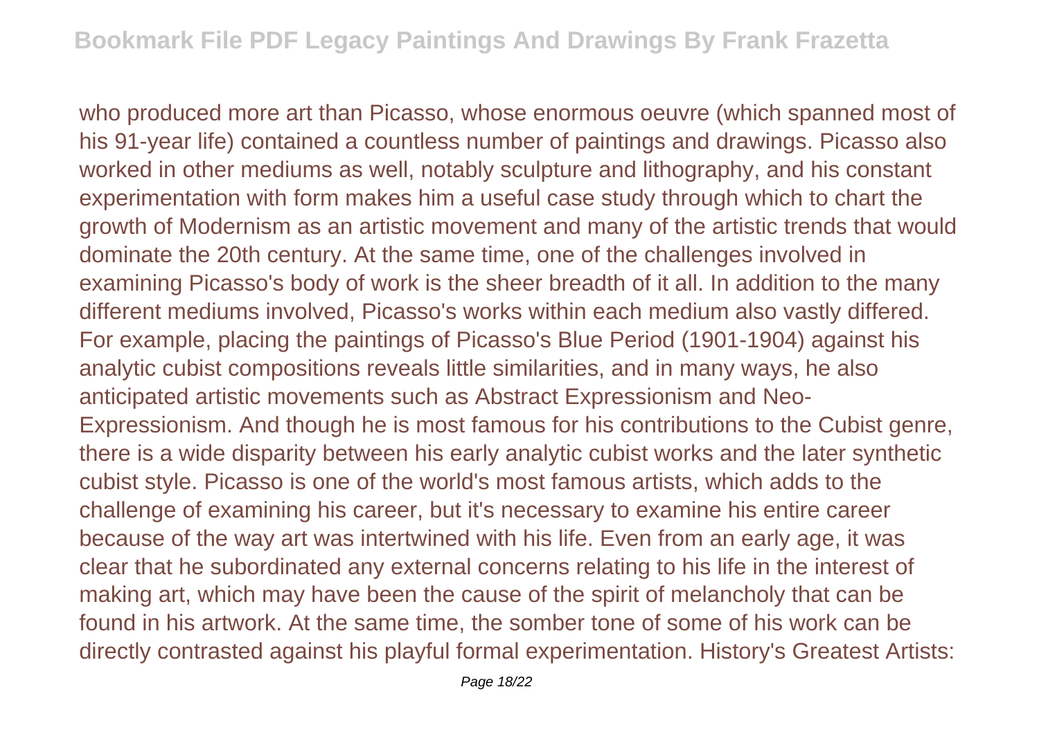who produced more art than Picasso, whose enormous oeuvre (which spanned most of his 91-year life) contained a countless number of paintings and drawings. Picasso also worked in other mediums as well, notably sculpture and lithography, and his constant experimentation with form makes him a useful case study through which to chart the growth of Modernism as an artistic movement and many of the artistic trends that would dominate the 20th century. At the same time, one of the challenges involved in examining Picasso's body of work is the sheer breadth of it all. In addition to the many different mediums involved, Picasso's works within each medium also vastly differed. For example, placing the paintings of Picasso's Blue Period (1901-1904) against his analytic cubist compositions reveals little similarities, and in many ways, he also anticipated artistic movements such as Abstract Expressionism and Neo-Expressionism. And though he is most famous for his contributions to the Cubist genre, there is a wide disparity between his early analytic cubist works and the later synthetic cubist style. Picasso is one of the world's most famous artists, which adds to the challenge of examining his career, but it's necessary to examine his entire career because of the way art was intertwined with his life. Even from an early age, it was clear that he subordinated any external concerns relating to his life in the interest of making art, which may have been the cause of the spirit of melancholy that can be found in his artwork. At the same time, the somber tone of some of his work can be directly contrasted against his playful formal experimentation. History's Greatest Artists: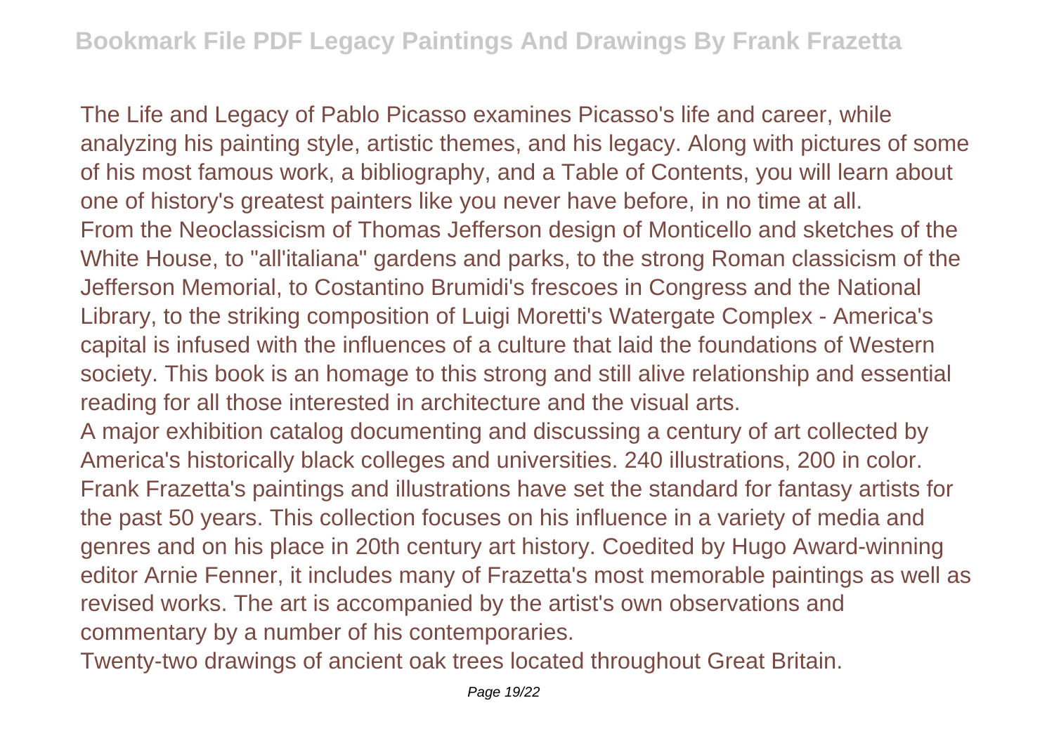The Life and Legacy of Pablo Picasso examines Picasso's life and career, while analyzing his painting style, artistic themes, and his legacy. Along with pictures of some of his most famous work, a bibliography, and a Table of Contents, you will learn about one of history's greatest painters like you never have before, in no time at all.

From the Neoclassicism of Thomas Jefferson design of Monticello and sketches of the White House, to "all'italiana" gardens and parks, to the strong Roman classicism of the Jefferson Memorial, to Costantino Brumidi's frescoes in Congress and the National Library, to the striking composition of Luigi Moretti's Watergate Complex - America's capital is infused with the influences of a culture that laid the foundations of Western society. This book is an homage to this strong and still alive relationship and essential reading for all those interested in architecture and the visual arts.

A major exhibition catalog documenting and discussing a century of art collected by America's historically black colleges and universities. 240 illustrations, 200 in color.

Frank Frazetta's paintings and illustrations have set the standard for fantasy artists for the past 50 years. This collection focuses on his influence in a variety of media and genres and on his place in 20th century art history. Coedited by Hugo Award-winning editor Arnie Fenner, it includes many of Frazetta's most memorable paintings as well as revised works. The art is accompanied by the artist's own observations and commentary by a number of his contemporaries.

Twenty-two drawings of ancient oak trees located throughout Great Britain.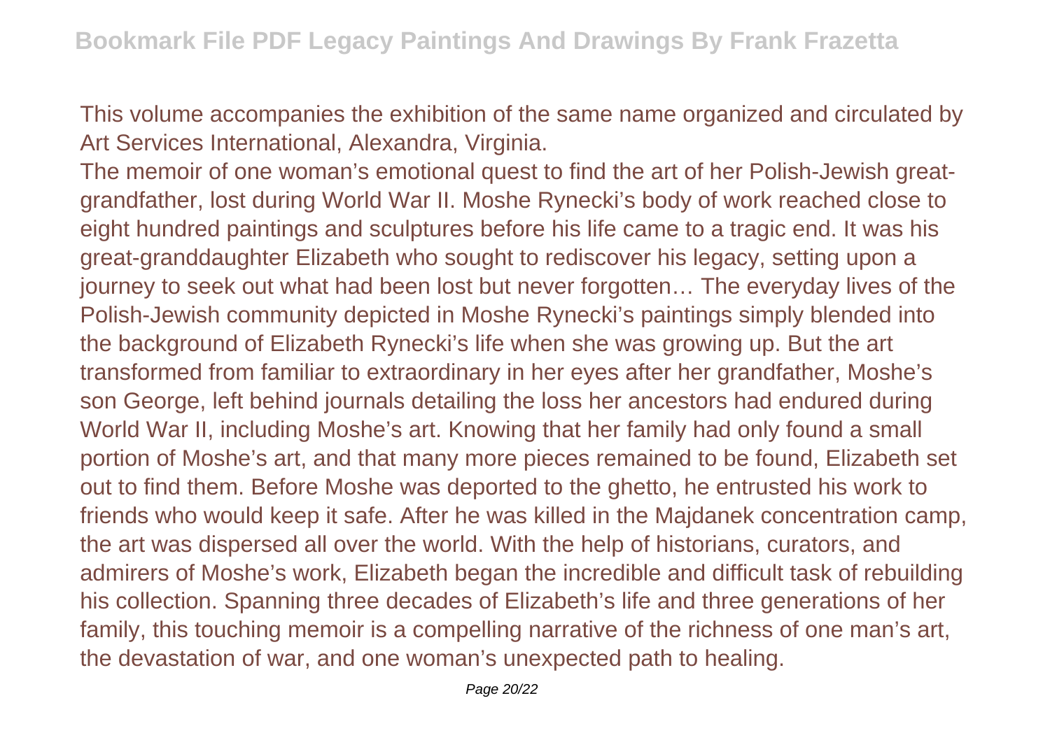This volume accompanies the exhibition of the same name organized and circulated by Art Services International, Alexandra, Virginia.

The memoir of one woman's emotional quest to find the art of her Polish-Jewish great-grandfather, lost during World War II. Moshe Rynecki's body of work reached close to eight hundred paintings and sculptures before his life came to a tragic end. It was his great-granddaughter Elizabeth who sought to rediscover his legacy, setting upon a journey to seek out what had been lost but never forgotten… The everyday lives of the Polish-Jewish community depicted in Moshe Rynecki's paintings simply blended into the background of Elizabeth Rynecki's life when she was growing up. But the art transformed from familiar to extraordinary in her eyes after her grandfather, Moshe's son George, left behind journals detailing the loss her ancestors had endured during World War II, including Moshe's art. Knowing that her family had only found a small portion of Moshe's art, and that many more pieces remained to be found, Elizabeth set out to find them. Before Moshe was deported to the ghetto, he entrusted his work to friends who would keep it safe. After he was killed in the Majdanek concentration camp, the art was dispersed all over the world. With the help of historians, curators, and admirers of Moshe's work, Elizabeth began the incredible and difficult task of rebuilding his collection. Spanning three decades of Elizabeth's life and three generations of her family, this touching memoir is a compelling narrative of the richness of one man's art, the devastation of war, and one woman's unexpected path to healing.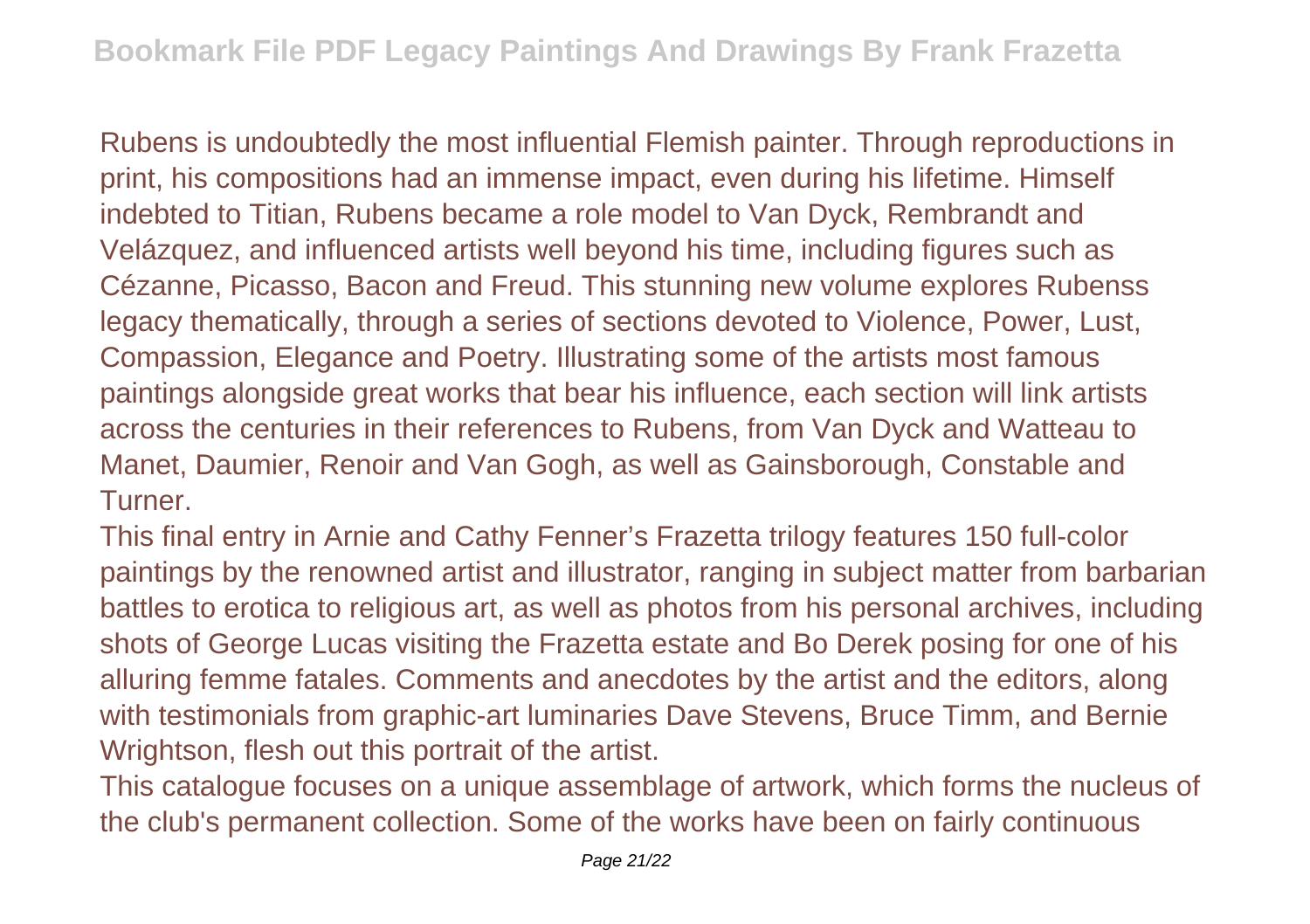Rubens is undoubtedly the most influential Flemish painter. Through reproductions in print, his compositions had an immense impact, even during his lifetime. Himself indebted to Titian, Rubens became a role model to Van Dyck, Rembrandt and Velázquez, and influenced artists well beyond his time, including figures such as Cézanne, Picasso, Bacon and Freud. This stunning new volume explores Rubenss legacy thematically, through a series of sections devoted to Violence, Power, Lust, Compassion, Elegance and Poetry. Illustrating some of the artists most famous paintings alongside great works that bear his influence, each section will link artists across the centuries in their references to Rubens, from Van Dyck and Watteau to Manet, Daumier, Renoir and Van Gogh, as well as Gainsborough, Constable and Turner.

This final entry in Arnie and Cathy Fenner's Frazetta trilogy features 150 full-color paintings by the renowned artist and illustrator, ranging in subject matter from barbarian battles to erotica to religious art, as well as photos from his personal archives, including shots of George Lucas visiting the Frazetta estate and Bo Derek posing for one of his alluring femme fatales. Comments and anecdotes by the artist and the editors, along with testimonials from graphic-art luminaries Dave Stevens, Bruce Timm, and Bernie Wrightson, flesh out this portrait of the artist.

This catalogue focuses on a unique assemblage of artwork, which forms the nucleus of the club's permanent collection. Some of the works have been on fairly continuous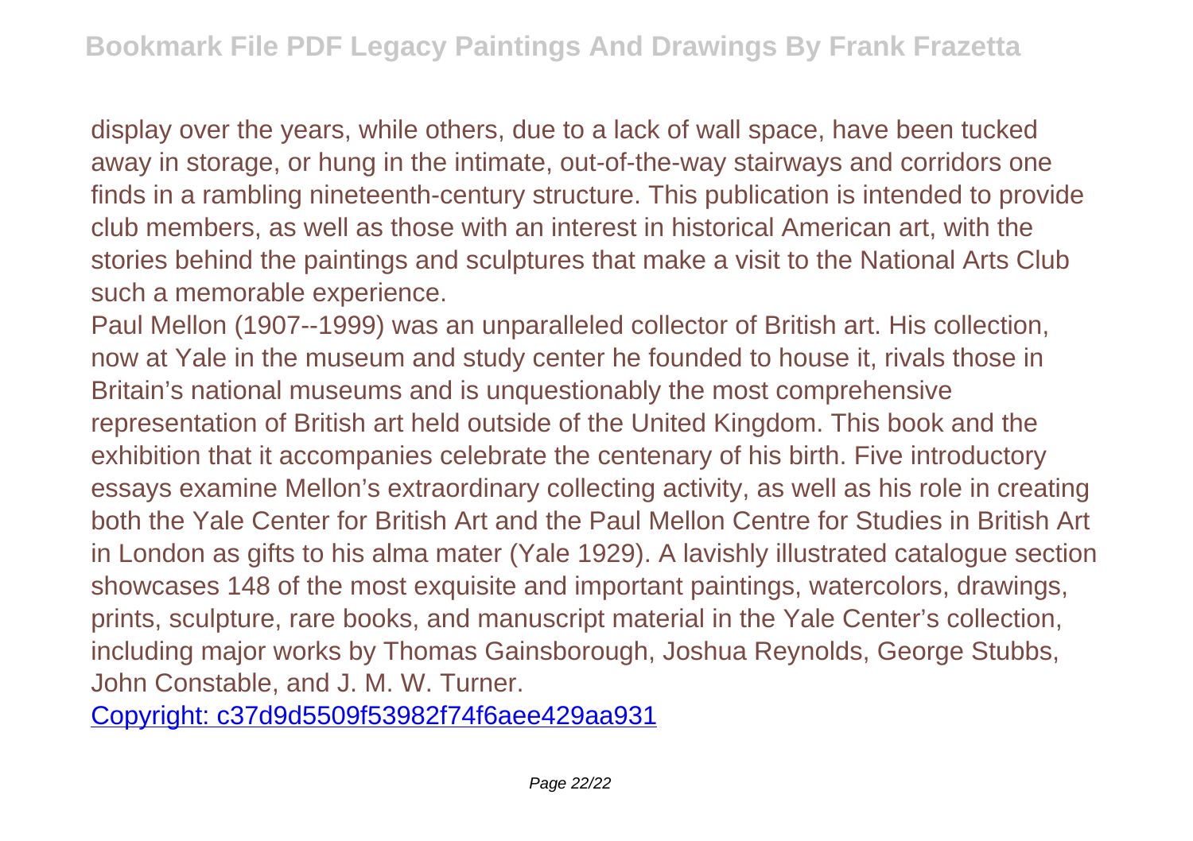display over the years, while others, due to a lack of wall space, have been tucked away in storage, or hung in the intimate, out-of-the-way stairways and corridors one finds in a rambling nineteenth-century structure. This publication is intended to provide club members, as well as those with an interest in historical American art, with the stories behind the paintings and sculptures that make a visit to the National Arts Club such a memorable experience.

Paul Mellon (1907--1999) was an unparalleled collector of British art. His collection, now at Yale in the museum and study center he founded to house it, rivals those in Britain's national museums and is unquestionably the most comprehensive representation of British art held outside of the United Kingdom. This book and the exhibition that it accompanies celebrate the centenary of his birth. Five introductory essays examine Mellon's extraordinary collecting activity, as well as his role in creating both the Yale Center for British Art and the Paul Mellon Centre for Studies in British Art in London as gifts to his alma mater (Yale 1929). A lavishly illustrated catalogue section showcases 148 of the most exquisite and important paintings, watercolors, drawings, prints, sculpture, rare books, and manuscript material in the Yale Center's collection, including major works by Thomas Gainsborough, Joshua Reynolds, George Stubbs, John Constable, and J. M. W. Turner.

Copyright: c37d9d5509f53982f74f6aee429aa931